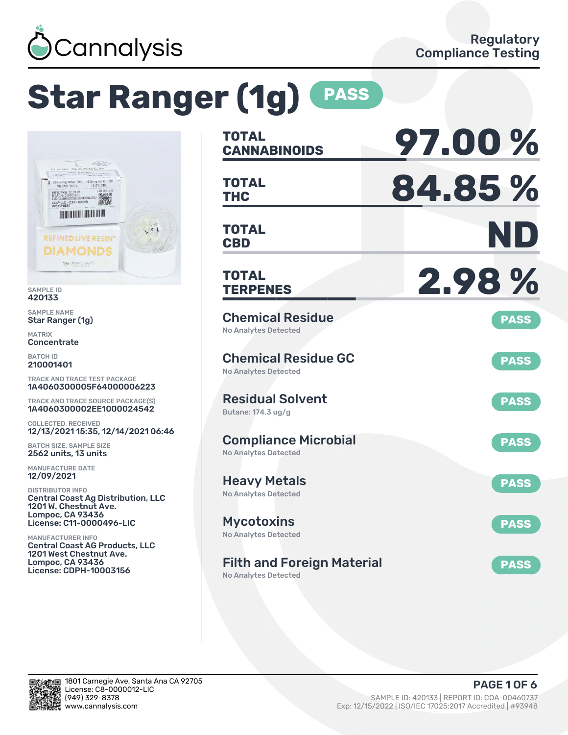Cannalysis

Regulatory Compliance Testing

# Star Ranger (1g) PASS

SAMPLE ID
420133

SAMPLE NAME
Star Ranger (1g)

MATRIX
Concentrate

BATCH ID
210001401

TRACK AND TRACE TEST PACKAGE
1A4060300005F64000006223

TRACK AND TRACE SOURCE PACKAGE(S)
1A4060300002EE1000024542

COLLECTED, RECEIVED
12/13/2021 15:35, 12/14/2021 06:46

BATCH SIZE, SAMPLE SIZE
2562 units, 13 units

MANUFACTURE DATE
12/09/2021

DISTRIBUTOR INFO
Central Coast Ag Distribution, LLC
1201 W. Chestnut Ave.
Lompoc, CA 93436
License: C11-0000496-LIC

MANUFACTURER INFO
Central Coast AG Products, LLC
1201 West Chestnut Ave.
Lompoc, CA 93436
License: CDPH-10003156

| | |
|---|---|
| **TOTAL CANNABINOIDS** | **97.00 %** |
| **TOTAL THC** | **84.85 %** |
| **TOTAL CBD** | **ND** |
| **TOTAL TERPENES** | **2.98 %** |

## Chemical Residue — PASS
No Analytes Detected

## Chemical Residue GC — PASS
No Analytes Detected

## Residual Solvent — PASS
Butane: 174.3 ug/g

## Compliance Microbial — PASS
No Analytes Detected

## Heavy Metals — PASS
No Analytes Detected

## Mycotoxins — PASS
No Analytes Detected

## Filth and Foreign Material — PASS
No Analytes Detected

1801 Carnegie Ave, Santa Ana CA 92705
License: C8-0000012-LIC
(949) 329-8378
www.cannalysis.com

SAMPLE ID: 420133 | REPORT ID: COA-00460737
Exp: 12/15/2022 | ISO/IEC 17025:2017 Accredited | #93948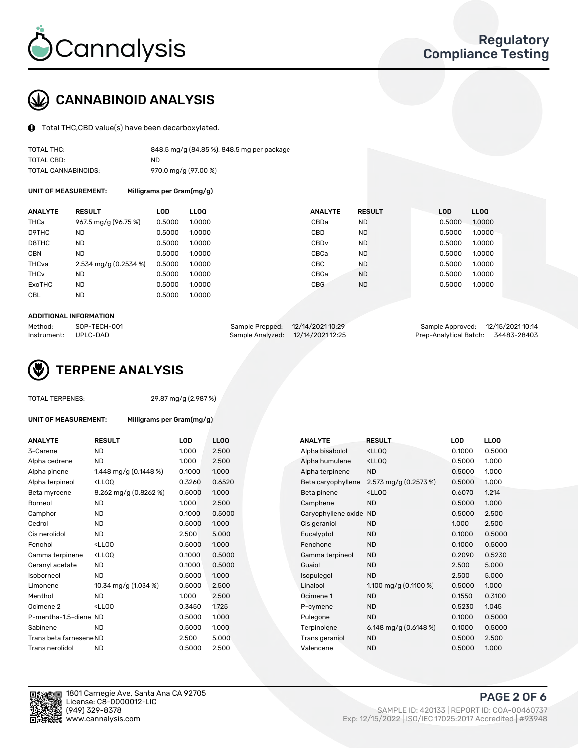# Cannalysis

## Regulatory Compliance Testing

## CANNABINOID ANALYSIS

Total THC,CBD value(s) have been decarboxylated.

| | |
|---|---|
| TOTAL THC: | 848.5 mg/g (84.85 %), 848.5 mg per package |
| TOTAL CBD: | ND |
| TOTAL CANNABINOIDS: | 970.0 mg/g (97.00 %) |

**UNIT OF MEASUREMENT:** Milligrams per Gram(mg/g)

| ANALYTE | RESULT | LOD | LLOQ | ANALYTE | RESULT | LOD | LLOQ |
|---|---|---|---|---|---|---|---|
| THCa | 967.5 mg/g (96.75 %) | 0.5000 | 1.0000 | CBDa | ND | 0.5000 | 1.0000 |
| D9THC | ND | 0.5000 | 1.0000 | CBD | ND | 0.5000 | 1.0000 |
| D8THC | ND | 0.5000 | 1.0000 | CBDv | ND | 0.5000 | 1.0000 |
| CBN | ND | 0.5000 | 1.0000 | CBCa | ND | 0.5000 | 1.0000 |
| THCva | 2.534 mg/g (0.2534 %) | 0.5000 | 1.0000 | CBC | ND | 0.5000 | 1.0000 |
| THCv | ND | 0.5000 | 1.0000 | CBGa | ND | 0.5000 | 1.0000 |
| ExoTHC | ND | 0.5000 | 1.0000 | CBG | ND | 0.5000 | 1.0000 |
| CBL | ND | 0.5000 | 1.0000 | | | | |

**ADDITIONAL INFORMATION**

| | | | | | |
|---|---|---|---|---|---|
| Method: | SOP-TECH-001 | Sample Prepped: | 12/14/2021 10:29 | Sample Approved: | 12/15/2021 10:14 |
| Instrument: | UPLC-DAD | Sample Analyzed: | 12/14/2021 12:25 | Prep-Analytical Batch: | 34483-28403 |

## TERPENE ANALYSIS

TOTAL TERPENES: 29.87 mg/g (2.987 %)

**UNIT OF MEASUREMENT:** Milligrams per Gram(mg/g)

| ANALYTE | RESULT | LOD | LLOQ | ANALYTE | RESULT | LOD | LLOQ |
|---|---|---|---|---|---|---|---|
| 3-Carene | ND | 1.000 | 2.500 | Alpha bisabolol | <LLOQ | 0.1000 | 0.5000 |
| Alpha cedrene | ND | 1.000 | 2.500 | Alpha humulene | <LLOQ | 0.5000 | 1.000 |
| Alpha pinene | 1.448 mg/g (0.1448 %) | 0.1000 | 1.000 | Alpha terpinene | ND | 0.5000 | 1.000 |
| Alpha terpineol | <LLOQ | 0.3260 | 0.6520 | Beta caryophyllene | 2.573 mg/g (0.2573 %) | 0.5000 | 1.000 |
| Beta myrcene | 8.262 mg/g (0.8262 %) | 0.5000 | 1.000 | Beta pinene | <LLOQ | 0.6070 | 1.214 |
| Borneol | ND | 1.000 | 2.500 | Camphene | ND | 0.5000 | 1.000 |
| Camphor | ND | 0.1000 | 0.5000 | Caryophyllene oxide | ND | 0.5000 | 2.500 |
| Cedrol | ND | 0.5000 | 1.000 | Cis geraniol | ND | 1.000 | 2.500 |
| Cis nerolidol | ND | 2.500 | 5.000 | Eucalyptol | ND | 0.1000 | 0.5000 |
| Fenchol | <LLOQ | 0.5000 | 1.000 | Fenchone | ND | 0.1000 | 0.5000 |
| Gamma terpinene | <LLOQ | 0.1000 | 0.5000 | Gamma terpineol | ND | 0.2090 | 0.5230 |
| Geranyl acetate | ND | 0.1000 | 0.5000 | Guaiol | ND | 2.500 | 5.000 |
| Isoborneol | ND | 0.5000 | 1.000 | Isopulegol | ND | 2.500 | 5.000 |
| Limonene | 10.34 mg/g (1.034 %) | 0.5000 | 2.500 | Linalool | 1.100 mg/g (0.1100 %) | 0.5000 | 1.000 |
| Menthol | ND | 1.000 | 2.500 | Ocimene 1 | ND | 0.1550 | 0.3100 |
| Ocimene 2 | <LLOQ | 0.3450 | 1.725 | P-cymene | ND | 0.5230 | 1.045 |
| P-mentha-1,5-diene | ND | 0.5000 | 1.000 | Pulegone | ND | 0.1000 | 0.5000 |
| Sabinene | ND | 0.5000 | 1.000 | Terpinolene | 6.148 mg/g (0.6148 %) | 0.1000 | 0.5000 |
| Trans beta farnesene | ND | 2.500 | 5.000 | Trans geraniol | ND | 0.5000 | 2.500 |
| Trans nerolidol | ND | 0.5000 | 2.500 | Valencene | ND | 0.5000 | 1.000 |

1801 Carnegie Ave, Santa Ana CA 92705
License: C8-0000012-LIC
(949) 329-8378
www.cannalysis.com

SAMPLE ID: 420133 | REPORT ID: COA-00460737
Exp: 12/15/2022 | ISO/IEC 17025:2017 Accredited | #93948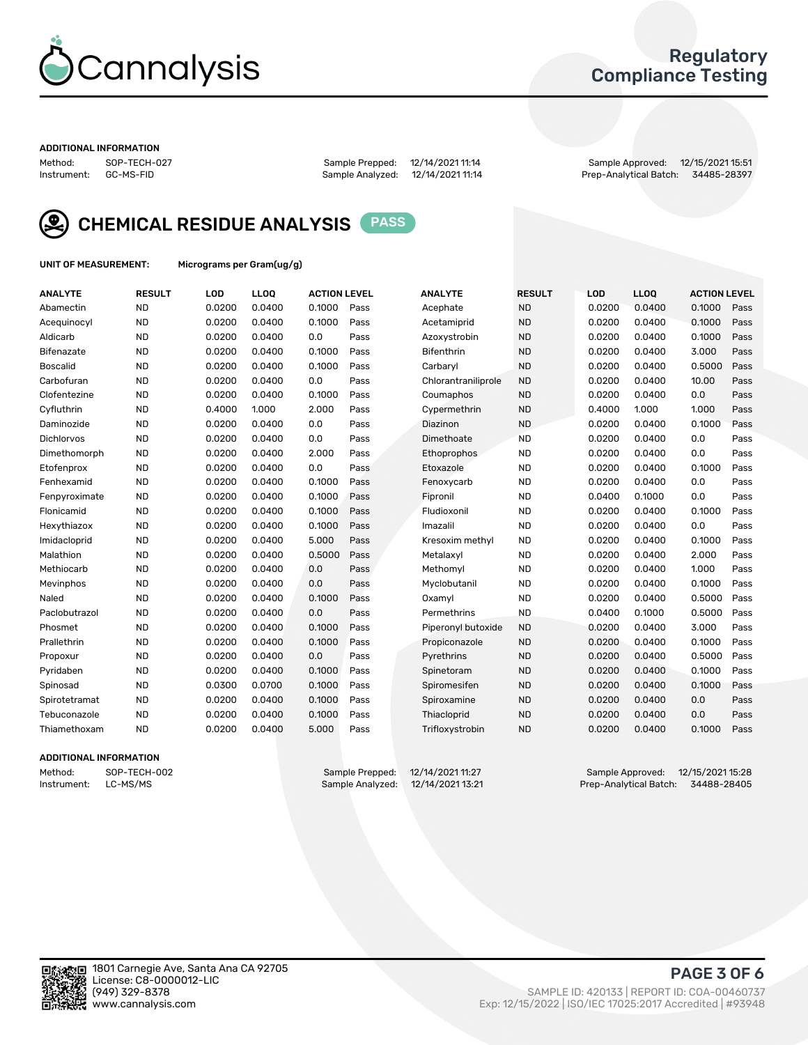Cannalysis

Regulatory Compliance Testing

**ADDITIONAL INFORMATION**

Method: SOP-TECH-027 | Sample Prepped: 12/14/2021 11:14 | Sample Approved: 12/15/2021 15:51
Instrument: GC-MS-FID | Sample Analyzed: 12/14/2021 11:14 | Prep-Analytical Batch: 34485-28397

## CHEMICAL RESIDUE ANALYSIS PASS

**UNIT OF MEASUREMENT:** Micrograms per Gram(ug/g)

| ANALYTE | RESULT | LOD | LLOQ | ACTION LEVEL | | ANALYTE | RESULT | LOD | LLOQ | ACTION LEVEL | |
|---|---|---|---|---|---|---|---|---|---|---|---|
| Abamectin | ND | 0.0200 | 0.0400 | 0.1000 | Pass | Acephate | ND | 0.0200 | 0.0400 | 0.1000 | Pass |
| Acequinocyl | ND | 0.0200 | 0.0400 | 0.1000 | Pass | Acetamiprid | ND | 0.0200 | 0.0400 | 0.1000 | Pass |
| Aldicarb | ND | 0.0200 | 0.0400 | 0.0 | Pass | Azoxystrobin | ND | 0.0200 | 0.0400 | 0.1000 | Pass |
| Bifenazate | ND | 0.0200 | 0.0400 | 0.1000 | Pass | Bifenthrin | ND | 0.0200 | 0.0400 | 3.000 | Pass |
| Boscalid | ND | 0.0200 | 0.0400 | 0.1000 | Pass | Carbaryl | ND | 0.0200 | 0.0400 | 0.5000 | Pass |
| Carbofuran | ND | 0.0200 | 0.0400 | 0.0 | Pass | Chlorantraniliprole | ND | 0.0200 | 0.0400 | 10.00 | Pass |
| Clofentezine | ND | 0.0200 | 0.0400 | 0.1000 | Pass | Coumaphos | ND | 0.0200 | 0.0400 | 0.0 | Pass |
| Cyfluthrin | ND | 0.4000 | 1.000 | 2.000 | Pass | Cypermethrin | ND | 0.4000 | 1.000 | 1.000 | Pass |
| Daminozide | ND | 0.0200 | 0.0400 | 0.0 | Pass | Diazinon | ND | 0.0200 | 0.0400 | 0.1000 | Pass |
| Dichlorvos | ND | 0.0200 | 0.0400 | 0.0 | Pass | Dimethoate | ND | 0.0200 | 0.0400 | 0.0 | Pass |
| Dimethomorph | ND | 0.0200 | 0.0400 | 2.000 | Pass | Ethoprophos | ND | 0.0200 | 0.0400 | 0.0 | Pass |
| Etofenprox | ND | 0.0200 | 0.0400 | 0.0 | Pass | Etoxazole | ND | 0.0200 | 0.0400 | 0.1000 | Pass |
| Fenhexamid | ND | 0.0200 | 0.0400 | 0.1000 | Pass | Fenoxycarb | ND | 0.0200 | 0.0400 | 0.0 | Pass |
| Fenpyroximate | ND | 0.0200 | 0.0400 | 0.1000 | Pass | Fipronil | ND | 0.0400 | 0.1000 | 0.0 | Pass |
| Flonicamid | ND | 0.0200 | 0.0400 | 0.1000 | Pass | Fludioxonil | ND | 0.0200 | 0.0400 | 0.1000 | Pass |
| Hexythiazox | ND | 0.0200 | 0.0400 | 0.1000 | Pass | Imazalil | ND | 0.0200 | 0.0400 | 0.0 | Pass |
| Imidacloprid | ND | 0.0200 | 0.0400 | 5.000 | Pass | Kresoxim methyl | ND | 0.0200 | 0.0400 | 0.1000 | Pass |
| Malathion | ND | 0.0200 | 0.0400 | 0.5000 | Pass | Metalaxyl | ND | 0.0200 | 0.0400 | 2.000 | Pass |
| Methiocarb | ND | 0.0200 | 0.0400 | 0.0 | Pass | Methomyl | ND | 0.0200 | 0.0400 | 1.000 | Pass |
| Mevinphos | ND | 0.0200 | 0.0400 | 0.0 | Pass | Myclobutanil | ND | 0.0200 | 0.0400 | 0.1000 | Pass |
| Naled | ND | 0.0200 | 0.0400 | 0.1000 | Pass | Oxamyl | ND | 0.0200 | 0.0400 | 0.5000 | Pass |
| Paclobutrazol | ND | 0.0200 | 0.0400 | 0.0 | Pass | Permethrins | ND | 0.0400 | 0.1000 | 0.5000 | Pass |
| Phosmet | ND | 0.0200 | 0.0400 | 0.1000 | Pass | Piperonyl butoxide | ND | 0.0200 | 0.0400 | 3.000 | Pass |
| Prallethrin | ND | 0.0200 | 0.0400 | 0.1000 | Pass | Propiconazole | ND | 0.0200 | 0.0400 | 0.1000 | Pass |
| Propoxur | ND | 0.0200 | 0.0400 | 0.0 | Pass | Pyrethrins | ND | 0.0200 | 0.0400 | 0.5000 | Pass |
| Pyridaben | ND | 0.0200 | 0.0400 | 0.1000 | Pass | Spinetoram | ND | 0.0200 | 0.0400 | 0.1000 | Pass |
| Spinosad | ND | 0.0300 | 0.0700 | 0.1000 | Pass | Spiromesifen | ND | 0.0200 | 0.0400 | 0.1000 | Pass |
| Spirotetramat | ND | 0.0200 | 0.0400 | 0.1000 | Pass | Spiroxamine | ND | 0.0200 | 0.0400 | 0.0 | Pass |
| Tebuconazole | ND | 0.0200 | 0.0400 | 0.1000 | Pass | Thiacloprid | ND | 0.0200 | 0.0400 | 0.0 | Pass |
| Thiamethoxam | ND | 0.0200 | 0.0400 | 5.000 | Pass | Trifloxystrobin | ND | 0.0200 | 0.0400 | 0.1000 | Pass |

**ADDITIONAL INFORMATION**

Method: SOP-TECH-002 | Sample Prepped: 12/14/2021 11:27 | Sample Approved: 12/15/2021 15:28
Instrument: LC-MS/MS | Sample Analyzed: 12/14/2021 13:21 | Prep-Analytical Batch: 34488-28405

1801 Carnegie Ave, Santa Ana CA 92705
License: C8-0000012-LIC
(949) 329-8378
www.cannalysis.com

SAMPLE ID: 420133 | REPORT ID: COA-00460737
Exp: 12/15/2022 | ISO/IEC 17025:2017 Accredited | #93948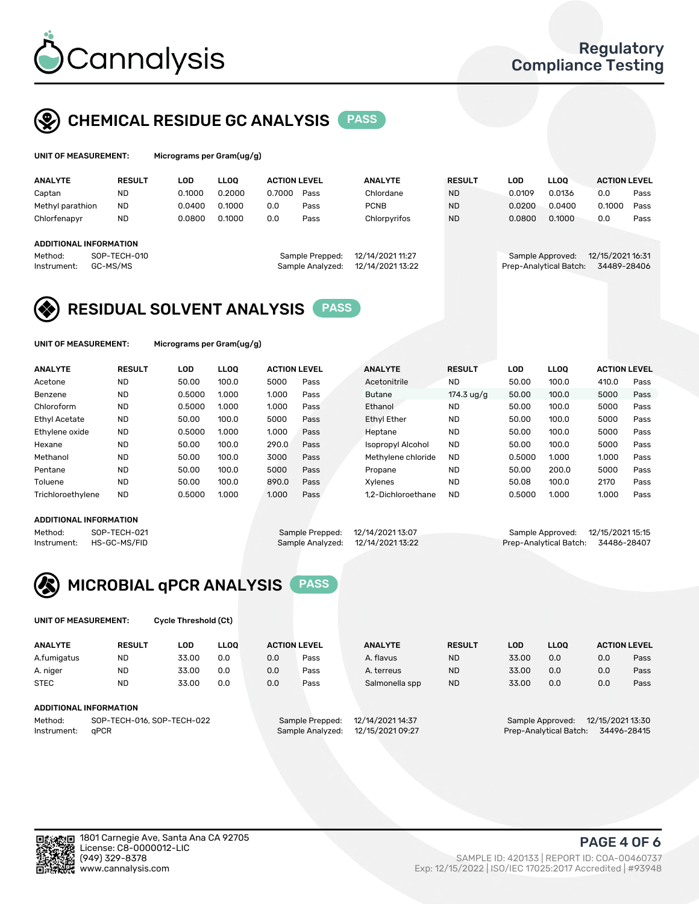# Cannalysis

Regulatory Compliance Testing

## CHEMICAL RESIDUE GC ANALYSIS PASS

**UNIT OF MEASUREMENT:** Micrograms per Gram(ug/g)

| ANALYTE | RESULT | LOD | LLOQ | ACTION LEVEL | | ANALYTE | RESULT | LOD | LLOQ | ACTION LEVEL | |
|---|---|---|---|---|---|---|---|---|---|---|---|
| Captan | ND | 0.1000 | 0.2000 | 0.7000 | Pass | Chlordane | ND | 0.0109 | 0.0136 | 0.0 | Pass |
| Methyl parathion | ND | 0.0400 | 0.1000 | 0.0 | Pass | PCNB | ND | 0.0200 | 0.0400 | 0.1000 | Pass |
| Chlorfenapyr | ND | 0.0800 | 0.1000 | 0.0 | Pass | Chlorpyrifos | ND | 0.0800 | 0.1000 | 0.0 | Pass |

**ADDITIONAL INFORMATION**

Method: SOP-TECH-010
Instrument: GC-MS/MS
Sample Prepped: 12/14/2021 11:27
Sample Analyzed: 12/14/2021 13:22
Sample Approved: 12/15/2021 16:31
Prep-Analytical Batch: 34489-28406

## RESIDUAL SOLVENT ANALYSIS PASS

**UNIT OF MEASUREMENT:** Micrograms per Gram(ug/g)

| ANALYTE | RESULT | LOD | LLOQ | ACTION LEVEL | | ANALYTE | RESULT | LOD | LLOQ | ACTION LEVEL | |
|---|---|---|---|---|---|---|---|---|---|---|---|
| Acetone | ND | 50.00 | 100.0 | 5000 | Pass | Acetonitrile | ND | 50.00 | 100.0 | 410.0 | Pass |
| Benzene | ND | 0.5000 | 1.000 | 1.000 | Pass | Butane | 174.3 ug/g | 50.00 | 100.0 | 5000 | Pass |
| Chloroform | ND | 0.5000 | 1.000 | 1.000 | Pass | Ethanol | ND | 50.00 | 100.0 | 5000 | Pass |
| Ethyl Acetate | ND | 50.00 | 100.0 | 5000 | Pass | Ethyl Ether | ND | 50.00 | 100.0 | 5000 | Pass |
| Ethylene oxide | ND | 0.5000 | 1.000 | 1.000 | Pass | Heptane | ND | 50.00 | 100.0 | 5000 | Pass |
| Hexane | ND | 50.00 | 100.0 | 290.0 | Pass | Isopropyl Alcohol | ND | 50.00 | 100.0 | 5000 | Pass |
| Methanol | ND | 50.00 | 100.0 | 3000 | Pass | Methylene chloride | ND | 0.5000 | 1.000 | 1.000 | Pass |
| Pentane | ND | 50.00 | 100.0 | 5000 | Pass | Propane | ND | 50.00 | 200.0 | 5000 | Pass |
| Toluene | ND | 50.00 | 100.0 | 890.0 | Pass | Xylenes | ND | 50.08 | 100.0 | 2170 | Pass |
| Trichloroethylene | ND | 0.5000 | 1.000 | 1.000 | Pass | 1,2-Dichloroethane | ND | 0.5000 | 1.000 | 1.000 | Pass |

**ADDITIONAL INFORMATION**

Method: SOP-TECH-021
Instrument: HS-GC-MS/FID
Sample Prepped: 12/14/2021 13:07
Sample Analyzed: 12/14/2021 13:22
Sample Approved: 12/15/2021 15:15
Prep-Analytical Batch: 34486-28407

## MICROBIAL qPCR ANALYSIS PASS

**UNIT OF MEASUREMENT:** Cycle Threshold (Ct)

| ANALYTE | RESULT | LOD | LLOQ | ACTION LEVEL | | ANALYTE | RESULT | LOD | LLOQ | ACTION LEVEL | |
|---|---|---|---|---|---|---|---|---|---|---|---|
| A.fumigatus | ND | 33.00 | 0.0 | 0.0 | Pass | A. flavus | ND | 33.00 | 0.0 | 0.0 | Pass |
| A. niger | ND | 33.00 | 0.0 | 0.0 | Pass | A. terreus | ND | 33.00 | 0.0 | 0.0 | Pass |
| STEC | ND | 33.00 | 0.0 | 0.0 | Pass | Salmonella spp | ND | 33.00 | 0.0 | 0.0 | Pass |

**ADDITIONAL INFORMATION**

Method: SOP-TECH-016, SOP-TECH-022
Instrument: qPCR
Sample Prepped: 12/14/2021 14:37
Sample Analyzed: 12/15/2021 09:27
Sample Approved: 12/15/2021 13:30
Prep-Analytical Batch: 34496-28415

1801 Carnegie Ave, Santa Ana CA 92705
License: C8-0000012-LIC
(949) 329-8378
www.cannalysis.com

SAMPLE ID: 420133 | REPORT ID: COA-00460737
Exp: 12/15/2022 | ISO/IEC 17025:2017 Accredited | #93948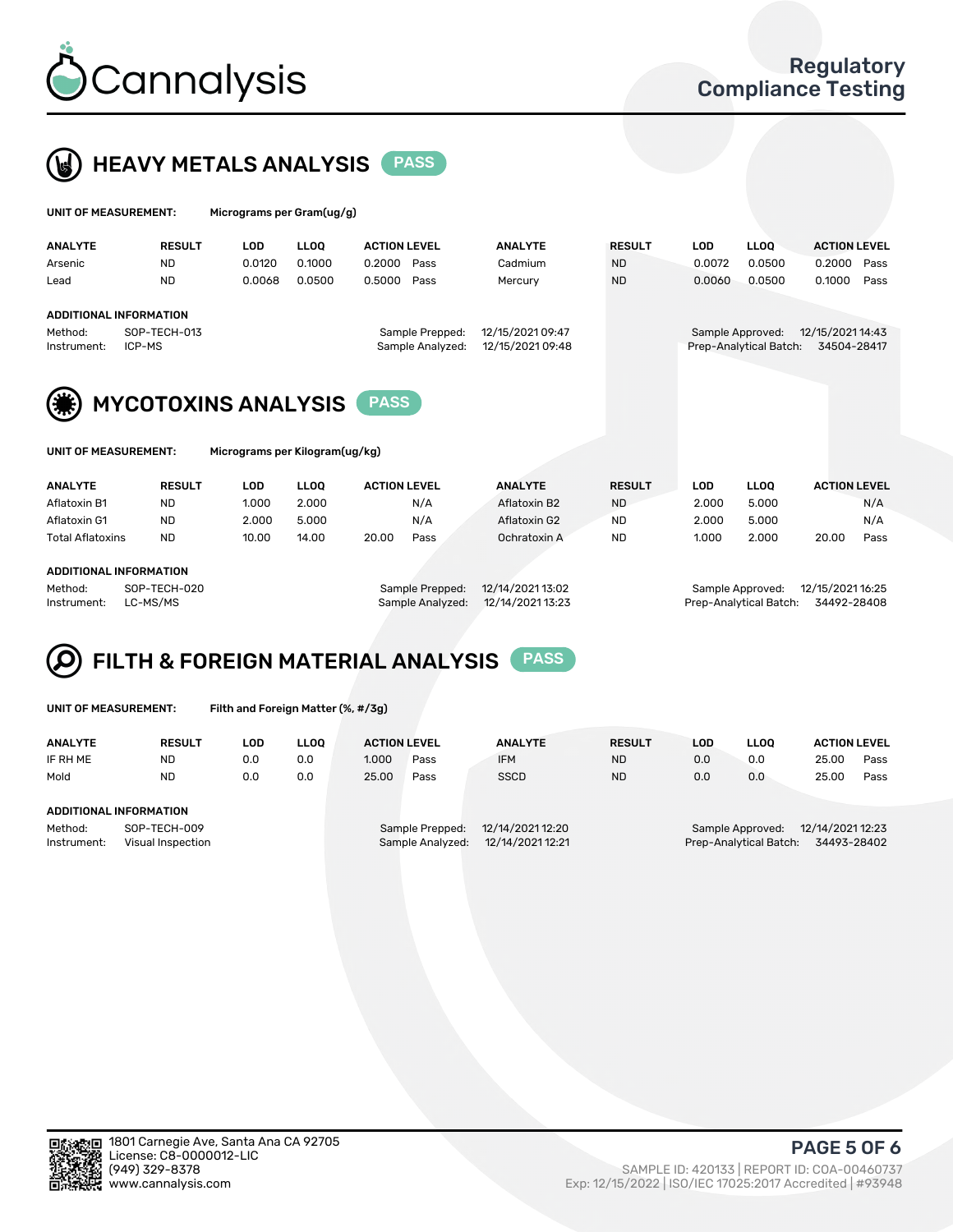# Cannalysis

## Regulatory Compliance Testing

## HEAVY METALS ANALYSIS PASS

**UNIT OF MEASUREMENT:** Micrograms per Gram(ug/g)

| ANALYTE | RESULT | LOD | LLOQ | ACTION LEVEL | | ANALYTE | RESULT | LOD | LLOQ | ACTION LEVEL | |
|---|---|---|---|---|---|---|---|---|---|---|---|
| Arsenic | ND | 0.0120 | 0.1000 | 0.2000 | Pass | Cadmium | ND | 0.0072 | 0.0500 | 0.2000 | Pass |
| Lead | ND | 0.0068 | 0.0500 | 0.5000 | Pass | Mercury | ND | 0.0060 | 0.0500 | 0.1000 | Pass |

**ADDITIONAL INFORMATION**

Method: SOP-TECH-013
Instrument: ICP-MS
Sample Prepped: 12/15/2021 09:47
Sample Analyzed: 12/15/2021 09:48
Sample Approved: 12/15/2021 14:43
Prep-Analytical Batch: 34504-28417

## MYCOTOXINS ANALYSIS PASS

**UNIT OF MEASUREMENT:** Micrograms per Kilogram(ug/kg)

| ANALYTE | RESULT | LOD | LLOQ | ACTION LEVEL | | ANALYTE | RESULT | LOD | LLOQ | ACTION LEVEL | |
|---|---|---|---|---|---|---|---|---|---|---|---|
| Aflatoxin B1 | ND | 1.000 | 2.000 | | N/A | Aflatoxin B2 | ND | 2.000 | 5.000 | | N/A |
| Aflatoxin G1 | ND | 2.000 | 5.000 | | N/A | Aflatoxin G2 | ND | 2.000 | 5.000 | | N/A |
| Total Aflatoxins | ND | 10.00 | 14.00 | 20.00 | Pass | Ochratoxin A | ND | 1.000 | 2.000 | 20.00 | Pass |

**ADDITIONAL INFORMATION**

Method: SOP-TECH-020
Instrument: LC-MS/MS
Sample Prepped: 12/14/2021 13:02
Sample Analyzed: 12/14/2021 13:23
Sample Approved: 12/15/2021 16:25
Prep-Analytical Batch: 34492-28408

## FILTH & FOREIGN MATERIAL ANALYSIS PASS

**UNIT OF MEASUREMENT:** Filth and Foreign Matter (%, #/3g)

| ANALYTE | RESULT | LOD | LLOQ | ACTION LEVEL | | ANALYTE | RESULT | LOD | LLOQ | ACTION LEVEL | |
|---|---|---|---|---|---|---|---|---|---|---|---|
| IF RH ME | ND | 0.0 | 0.0 | 1.000 | Pass | IFM | ND | 0.0 | 0.0 | 25.00 | Pass |
| Mold | ND | 0.0 | 0.0 | 25.00 | Pass | SSCD | ND | 0.0 | 0.0 | 25.00 | Pass |

**ADDITIONAL INFORMATION**

Method: SOP-TECH-009
Instrument: Visual Inspection
Sample Prepped: 12/14/2021 12:20
Sample Analyzed: 12/14/2021 12:21
Sample Approved: 12/14/2021 12:23
Prep-Analytical Batch: 34493-28402

1801 Carnegie Ave, Santa Ana CA 92705
License: C8-0000012-LIC
(949) 329-8378
www.cannalysis.com

SAMPLE ID: 420133 | REPORT ID: COA-00460737
Exp: 12/15/2022 | ISO/IEC 17025:2017 Accredited | #93948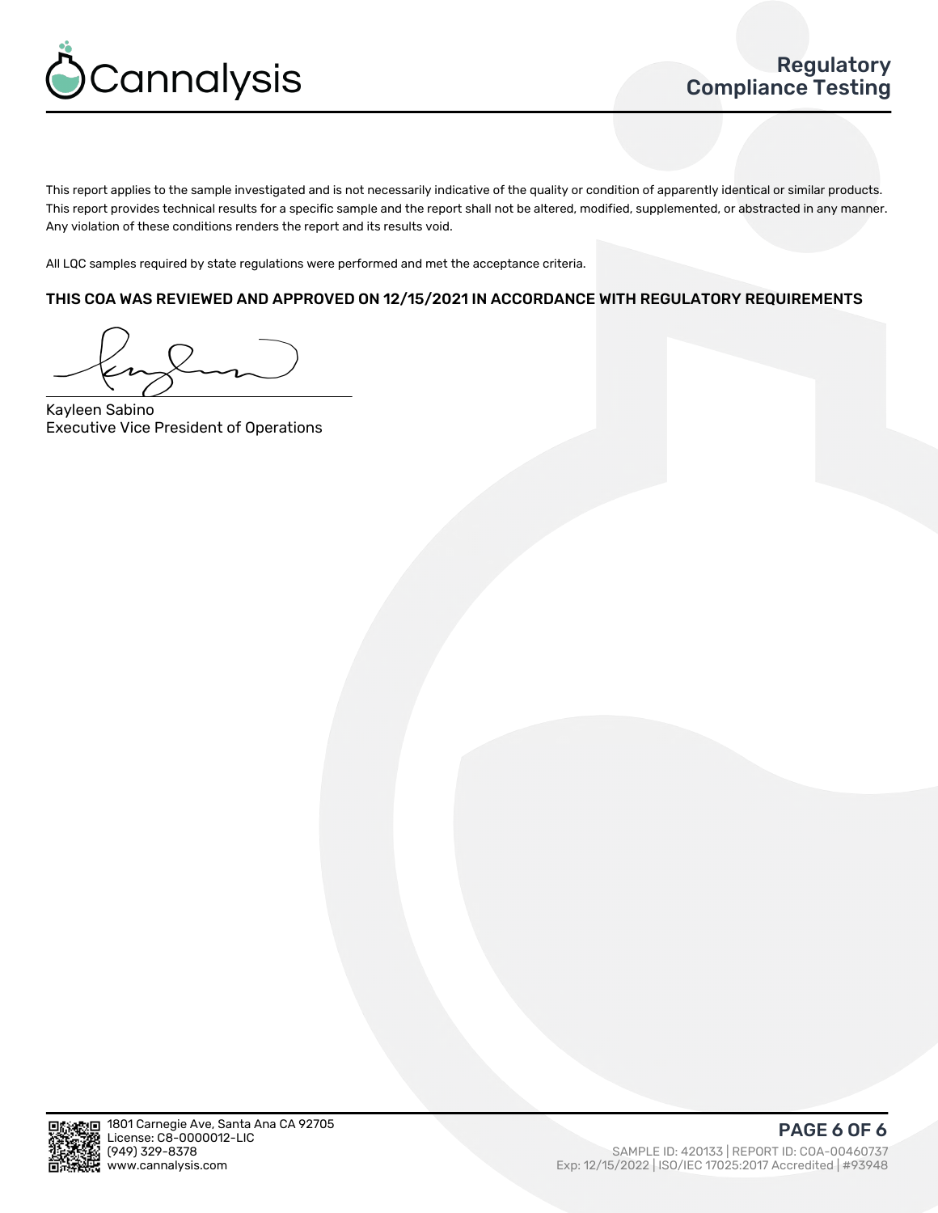This report applies to the sample investigated and is not necessarily indicative of the quality or condition of apparently identical or similar products. This report provides technical results for a specific sample and the report shall not be altered, modified, supplemented, or abstracted in any manner. Any violation of these conditions renders the report and its results void.

All LQC samples required by state regulations were performed and met the acceptance criteria.

**THIS COA WAS REVIEWED AND APPROVED ON 12/15/2021 IN ACCORDANCE WITH REGULATORY REQUIREMENTS**

Kayleen Sabino
Executive Vice President of Operations